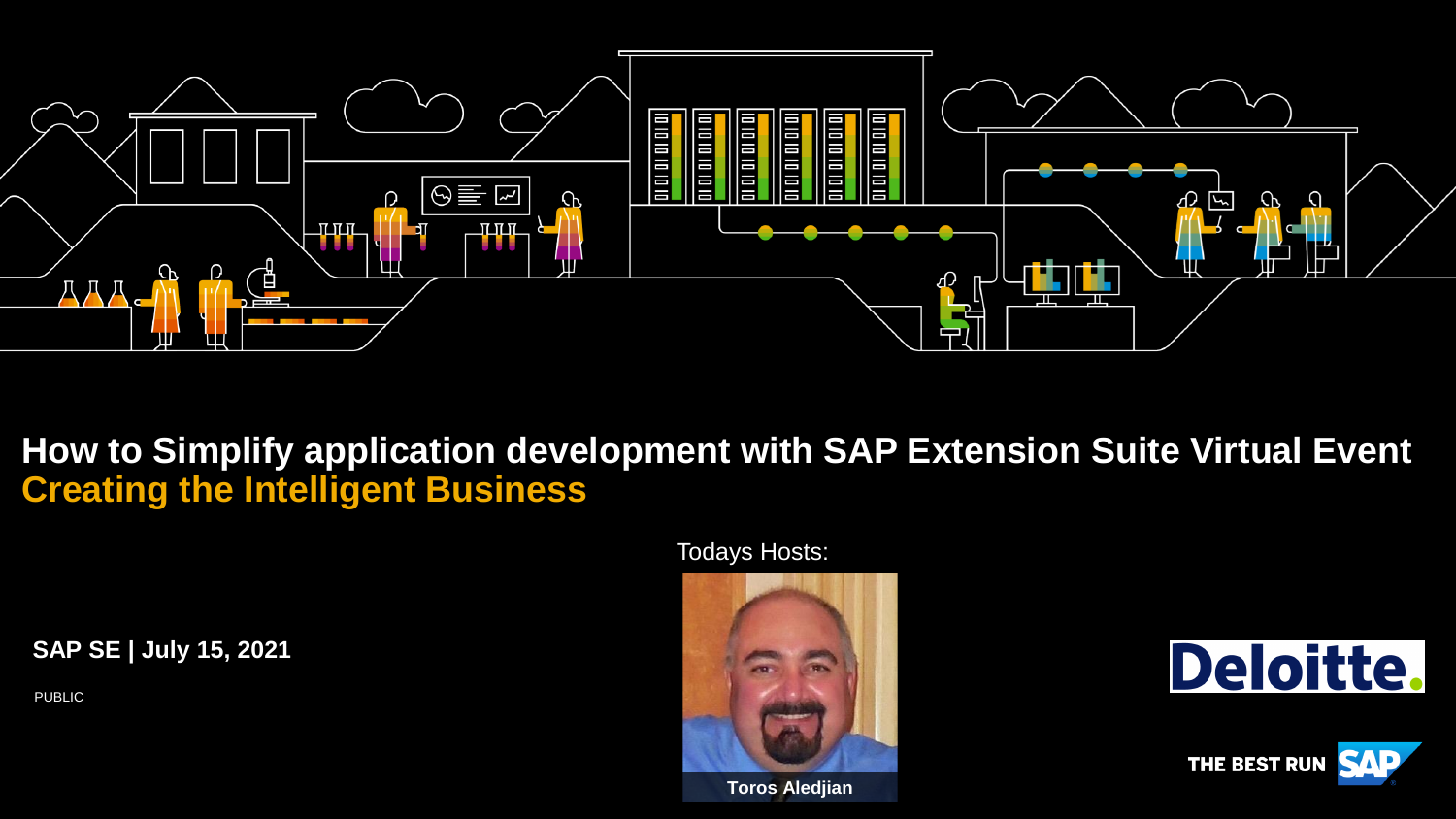# How to Simplify application development with SAP Extension Suite Virtual Event

## Creating the Intelligent Business

Todays Hosts:

Toros Aledjian

**SAP SE | July 15, 2021**

PUBLIC

Deloitte.

THE BEST RUN SAP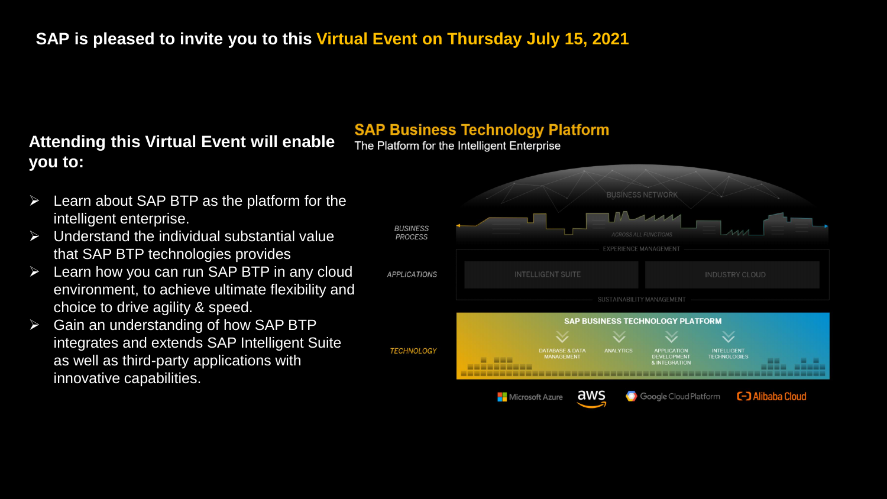**SAP is pleased to invite you to this Virtual Event on Thursday July 15, 2021**

## Attending this Virtual Event will enable you to:

- Learn about SAP BTP as the platform for the intelligent enterprise.
- Understand the individual substantial value that SAP BTP technologies provides
- Learn how you can run SAP BTP in any cloud environment, to achieve ultimate flexibility and choice to drive agility & speed.
- Gain an understanding of how SAP BTP integrates and extends SAP Intelligent Suite as well as third-party applications with innovative capabilities.

## SAP Business Technology Platform

The Platform for the Intelligent Enterprise

BUSINESS NETWORK

*BUSINESS PROCESS* — *ACROSS ALL FUNCTIONS*

EXPERIENCE MANAGEMENT

*APPLICATIONS* — INTELLIGENT SUITE | INDUSTRY CLOUD

SUSTAINABILITY MANAGEMENT

*TECHNOLOGY* — SAP BUSINESS TECHNOLOGY PLATFORM: DATABASE & DATA MANAGEMENT | ANALYTICS | APPLICATION DEVELOPMENT & INTEGRATION | INTELLIGENT TECHNOLOGIES

Microsoft Azure | aws | Google Cloud Platform | Alibaba Cloud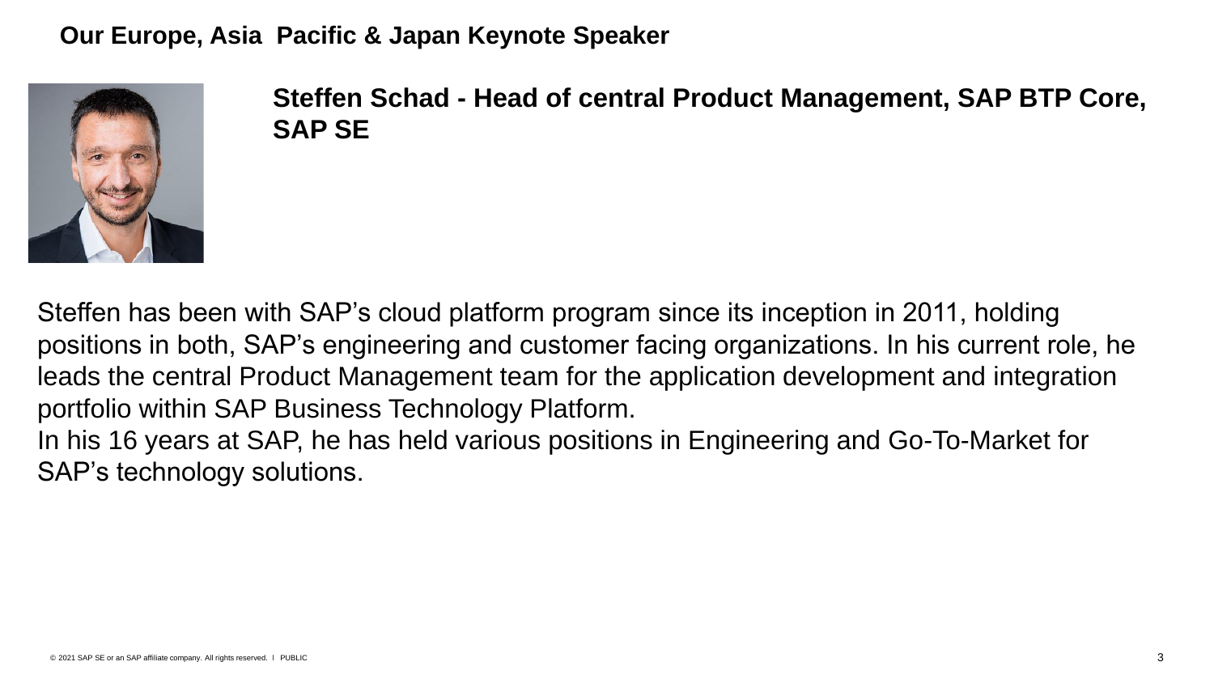## Our Europe, Asia  Pacific & Japan Keynote Speaker

**Steffen Schad - Head of central Product Management, SAP BTP Core, SAP SE**

Steffen has been with SAP’s cloud platform program since its inception in 2011, holding positions in both, SAP’s engineering and customer facing organizations. In his current role, he leads the central Product Management team for the application development and integration portfolio within SAP Business Technology Platform.

In his 16 years at SAP, he has held various positions in Engineering and Go-To-Market for SAP’s technology solutions.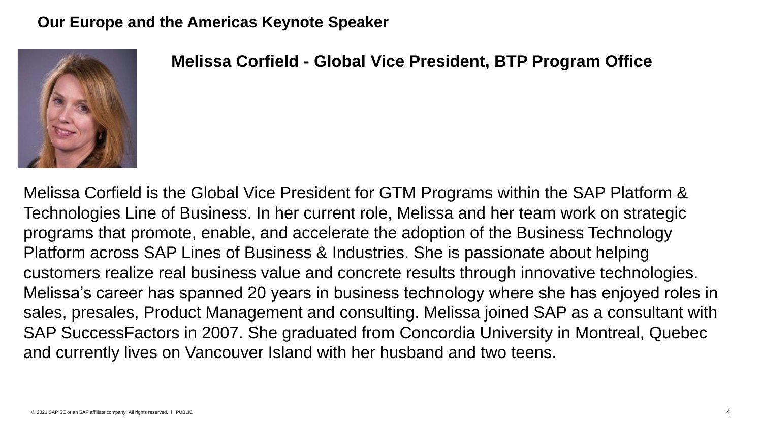## Our Europe and the Americas Keynote Speaker

### Melissa Corfield - Global Vice President, BTP Program Office

Melissa Corfield is the Global Vice President for GTM Programs within the SAP Platform & Technologies Line of Business. In her current role, Melissa and her team work on strategic programs that promote, enable, and accelerate the adoption of the Business Technology Platform across SAP Lines of Business & Industries. She is passionate about helping customers realize real business value and concrete results through innovative technologies. Melissa's career has spanned 20 years in business technology where she has enjoyed roles in sales, presales, Product Management and consulting. Melissa joined SAP as a consultant with SAP SuccessFactors in 2007. She graduated from Concordia University in Montreal, Quebec and currently lives on Vancouver Island with her husband and two teens.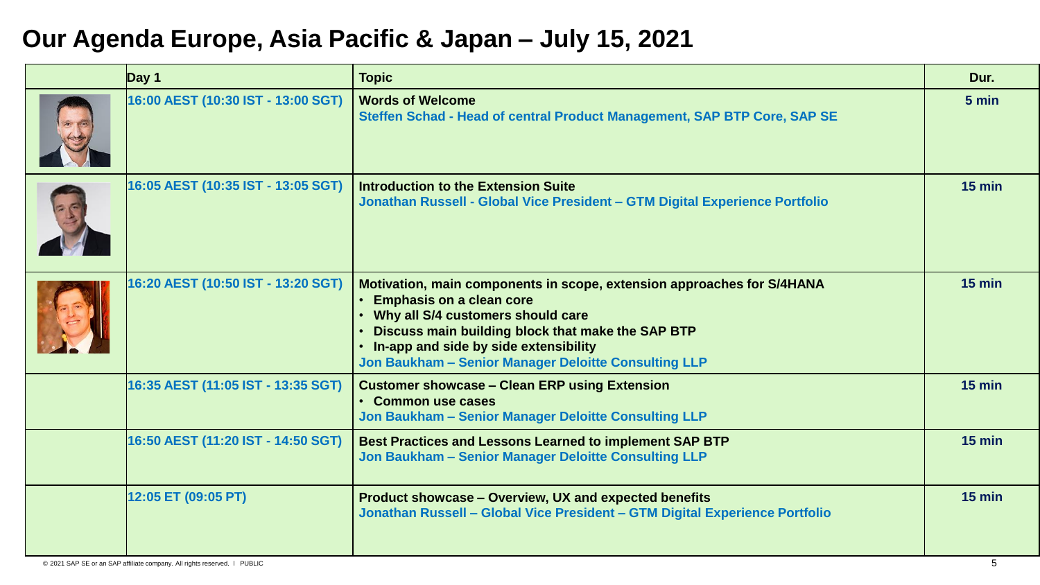# Our Agenda Europe, Asia Pacific & Japan – July 15, 2021

| | Day 1 | Topic | Dur. |
|---|---|---|---|
| | 16:00 AEST (10:30 IST - 13:00 SGT) | **Words of Welcome**<br>Steffen Schad - Head of central Product Management, SAP BTP Core, SAP SE | 5 min |
| | 16:05 AEST (10:35 IST - 13:05 SGT) | **Introduction to the Extension Suite**<br>Jonathan Russell - Global Vice President – GTM Digital Experience Portfolio | 15 min |
| | 16:20 AEST (10:50 IST - 13:20 SGT) | **Motivation, main components in scope, extension approaches for S/4HANA**<br>• Emphasis on a clean core<br>• Why all S/4 customers should care<br>• Discuss main building block that make the SAP BTP<br>• In-app and side by side extensibility<br>Jon Baukham – Senior Manager Deloitte Consulting LLP | 15 min |
| | 16:35 AEST (11:05 IST - 13:35 SGT) | **Customer showcase – Clean ERP using Extension**<br>• Common use cases<br>Jon Baukham – Senior Manager Deloitte Consulting LLP | 15 min |
| | 16:50 AEST (11:20 IST - 14:50 SGT) | **Best Practices and Lessons Learned to implement SAP BTP**<br>Jon Baukham – Senior Manager Deloitte Consulting LLP | 15 min |
| | 12:05 ET (09:05 PT) | **Product showcase – Overview, UX and expected benefits**<br>Jonathan Russell – Global Vice President – GTM Digital Experience Portfolio | 15 min |

© 2021 SAP SE or an SAP affiliate company. All rights reserved. | PUBLIC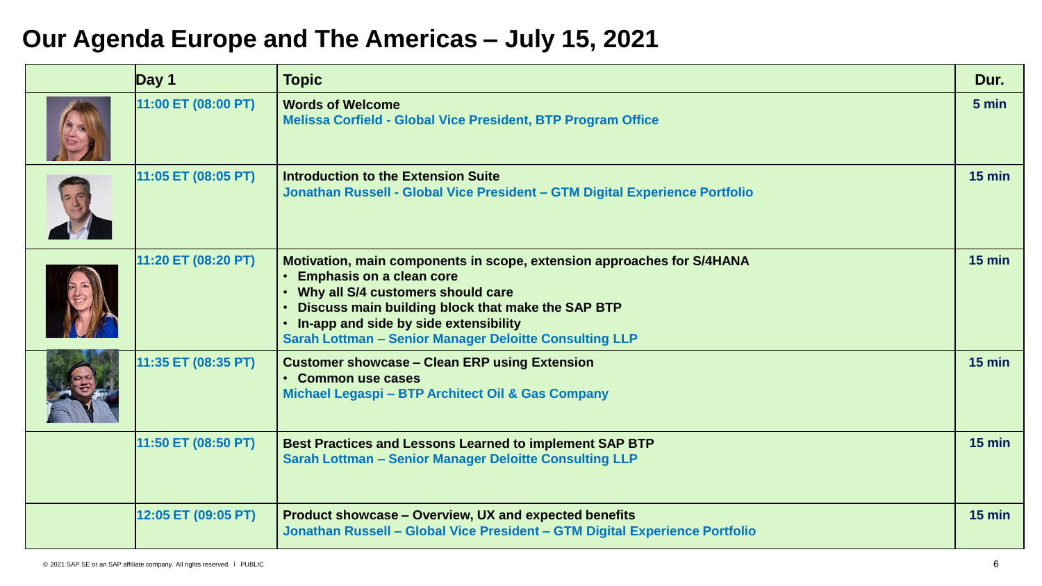# Our Agenda Europe and The Americas – July 15, 2021

| | Day 1 | Topic | Dur. |
|---|---|---|---|
| | 11:00 ET (08:00 PT) | **Words of Welcome**<br>Melissa Corfield - Global Vice President, BTP Program Office | 5 min |
| | 11:05 ET (08:05 PT) | **Introduction to the Extension Suite**<br>Jonathan Russell - Global Vice President – GTM Digital Experience Portfolio | 15 min |
| | 11:20 ET (08:20 PT) | **Motivation, main components in scope, extension approaches for S/4HANA**<br>• Emphasis on a clean core<br>• Why all S/4 customers should care<br>• Discuss main building block that make the SAP BTP<br>• In-app and side by side extensibility<br>Sarah Lottman – Senior Manager Deloitte Consulting LLP | 15 min |
| | 11:35 ET (08:35 PT) | **Customer showcase – Clean ERP using Extension**<br>• Common use cases<br>Michael Legaspi – BTP Architect Oil & Gas Company | 15 min |
| | 11:50 ET (08:50 PT) | **Best Practices and Lessons Learned to implement SAP BTP**<br>Sarah Lottman – Senior Manager Deloitte Consulting LLP | 15 min |
| | 12:05 ET (09:05 PT) | **Product showcase – Overview, UX and expected benefits**<br>Jonathan Russell – Global Vice President – GTM Digital Experience Portfolio | 15 min |

© 2021 SAP SE or an SAP affiliate company. All rights reserved. ǀ PUBLIC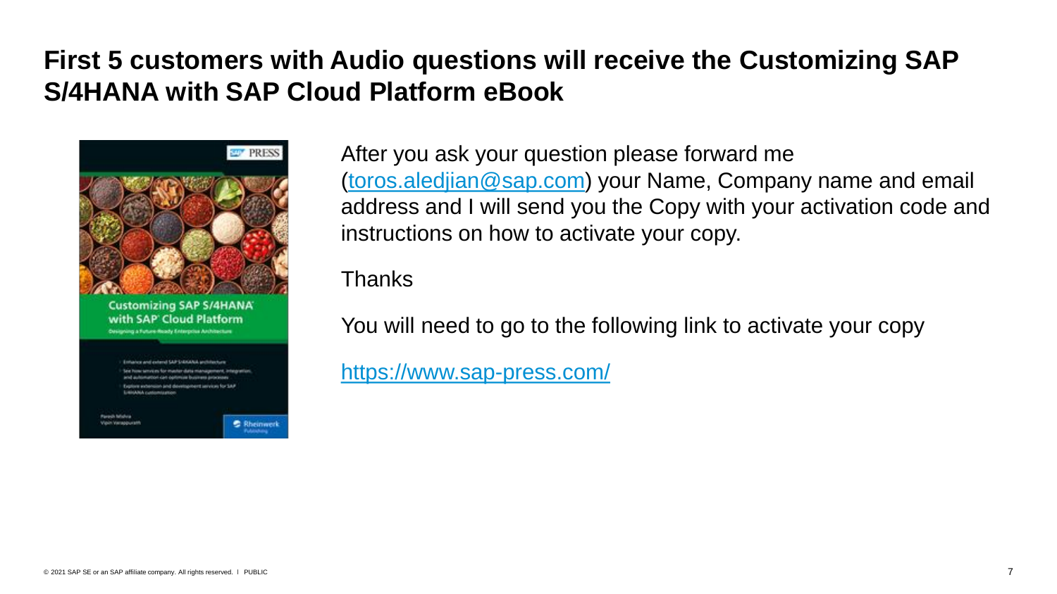# First 5 customers with Audio questions will receive the Customizing SAP S/4HANA with SAP Cloud Platform eBook

After you ask your question please forward me (toros.aledjian@sap.com) your Name, Company name and email address and I will send you the Copy with your activation code and instructions on how to activate your copy.

Thanks

You will need to go to the following link to activate your copy

https://www.sap-press.com/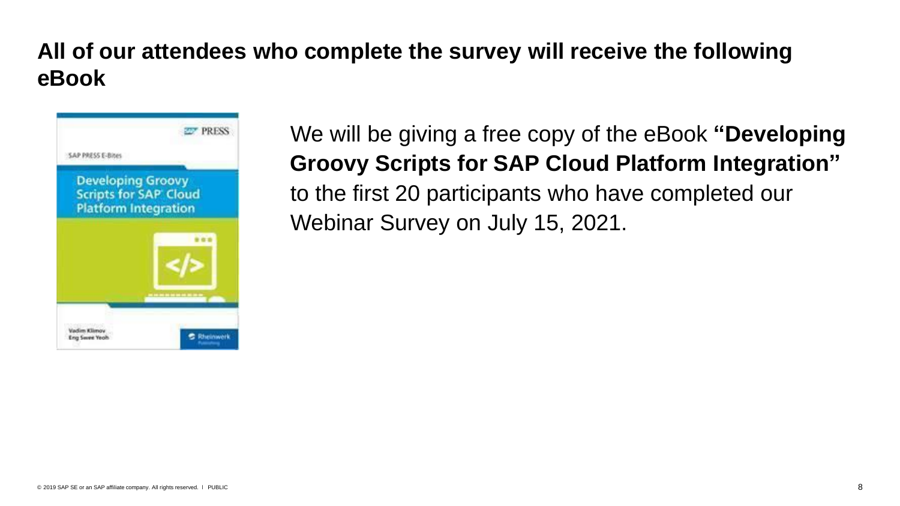## All of our attendees who complete the survey will receive the following eBook

We will be giving a free copy of the eBook **"Developing Groovy Scripts for SAP Cloud Platform Integration"** to the first 20 participants who have completed our Webinar Survey on July 15, 2021.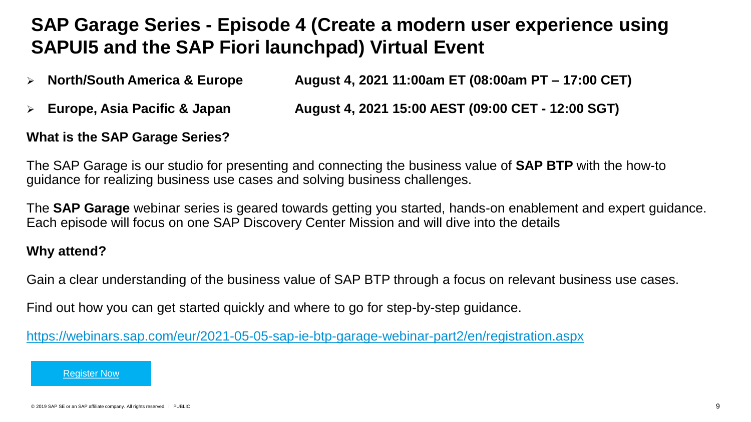# SAP Garage Series - Episode 4 (Create a modern user experience using SAPUI5 and the SAP Fiori launchpad) Virtual Event

- **North/South America & Europe** — **August 4, 2021 11:00am ET (08:00am PT – 17:00 CET)**
- **Europe, Asia Pacific & Japan** — **August 4, 2021 15:00 AEST (09:00 CET - 12:00 SGT)**

**What is the SAP Garage Series?**

The SAP Garage is our studio for presenting and connecting the business value of **SAP BTP** with the how-to guidance for realizing business use cases and solving business challenges.

The **SAP Garage** webinar series is geared towards getting you started, hands-on enablement and expert guidance. Each episode will focus on one SAP Discovery Center Mission and will dive into the details

**Why attend?**

Gain a clear understanding of the business value of SAP BTP through a focus on relevant business use cases.

Find out how you can get started quickly and where to go for step-by-step guidance.

https://webinars.sap.com/eur/2021-05-05-sap-ie-btp-garage-webinar-part2/en/registration.aspx

Register Now

© 2019 SAP SE or an SAP affiliate company. All rights reserved. I PUBLIC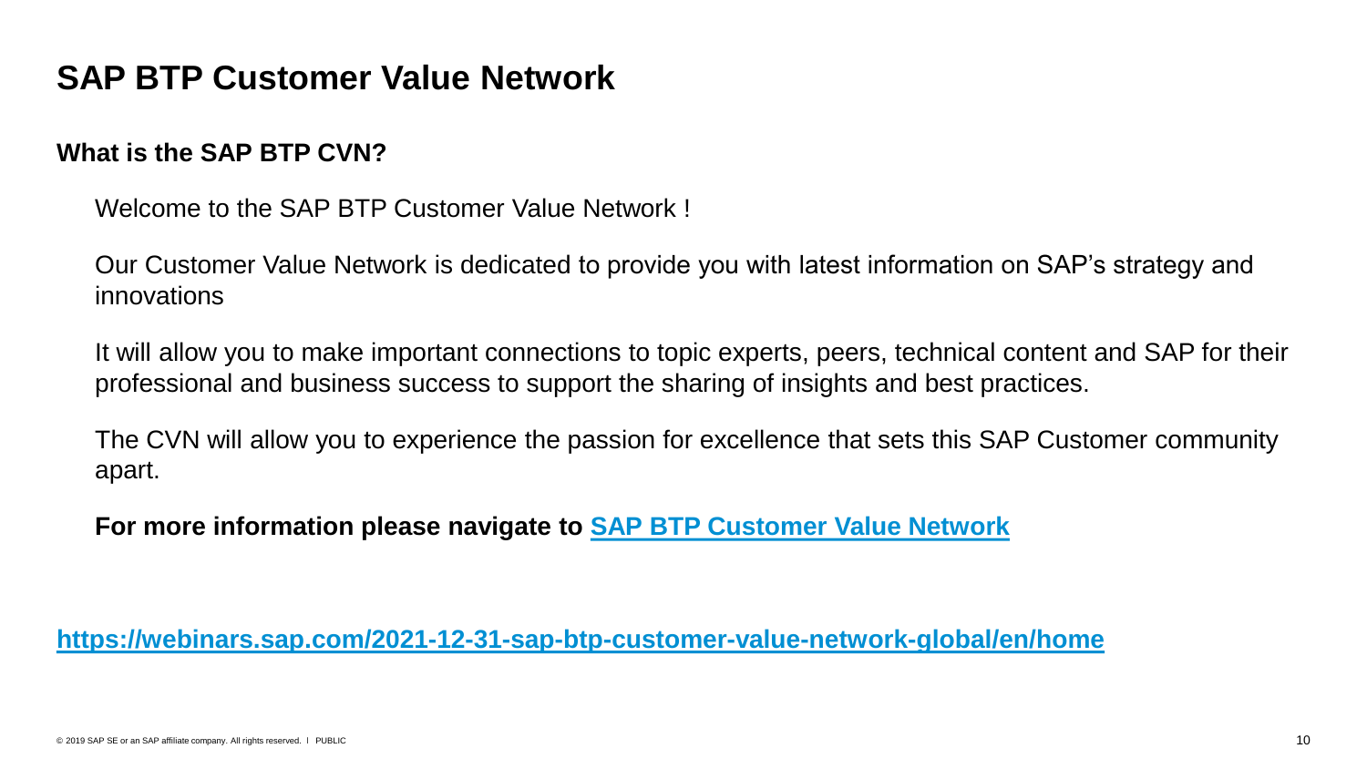# SAP BTP Customer Value Network

**What is the SAP BTP CVN?**

Welcome to the SAP BTP Customer Value Network !

Our Customer Value Network is dedicated to provide you with latest information on SAP's strategy and innovations

It will allow you to make important connections to topic experts, peers, technical content and SAP for their professional and business success to support the sharing of insights and best practices.

The CVN will allow you to experience the passion for excellence that sets this SAP Customer community apart.

**For more information please navigate to [SAP BTP Customer Value Network](https://webinars.sap.com/2021-12-31-sap-btp-customer-value-network-global/en/home)**

**https://webinars.sap.com/2021-12-31-sap-btp-customer-value-network-global/en/home**

© 2019 SAP SE or an SAP affiliate company. All rights reserved. I PUBLIC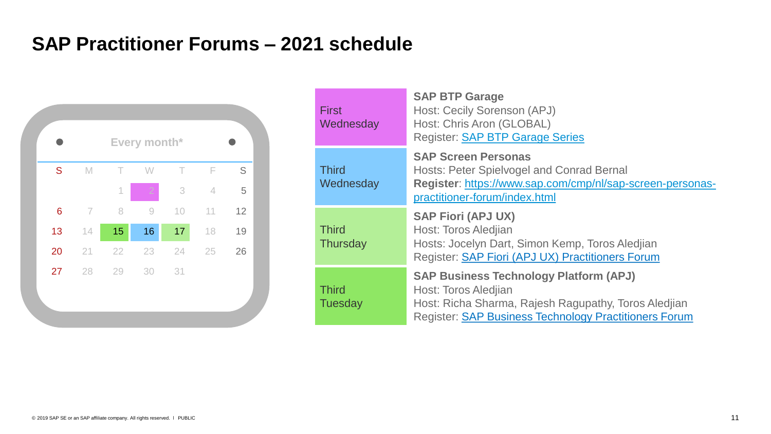# SAP Practitioner Forums – 2021 schedule

**Every month***

| S | M | T | W | T | F | S |
|---|---|---|---|---|---|---|
| | | 1 | 2 | 3 | 4 | 5 |
| 6 | 7 | 8 | 9 | 10 | 11 | 12 |
| 13 | 14 | 15 | 16 | 17 | 18 | 19 |
| 20 | 21 | 22 | 23 | 24 | 25 | 26 |
| 27 | 28 | 29 | 30 | 31 | | |

| | |
|---|---|
| First Wednesday | **SAP BTP Garage**<br>Host: Cecily Sorenson (APJ)<br>Host: Chris Aron (GLOBAL)<br>Register: [SAP BTP Garage Series] |
| Third Wednesday | **SAP Screen Personas**<br>Hosts: Peter Spielvogel and Conrad Bernal<br>**Register**: https://www.sap.com/cmp/nl/sap-screen-personas-practitioner-forum/index.html |
| Third Thursday | **SAP Fiori (APJ UX)**<br>Host: Toros Aledjian<br>Hosts: Jocelyn Dart, Simon Kemp, Toros Aledjian<br>Register: [SAP Fiori (APJ UX) Practitioners Forum] |
| Third Tuesday | **SAP Business Technology Platform (APJ)**<br>Host: Toros Aledjian<br>Host: Richa Sharma, Rajesh Ragupathy, Toros Aledjian<br>Register: [SAP Business Technology Practitioners Forum] |

© 2019 SAP SE or an SAP affiliate company. All rights reserved. I PUBLIC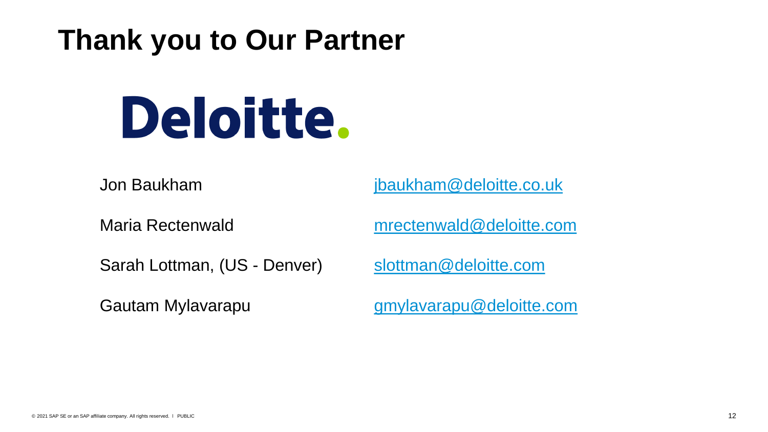# Thank you to Our Partner

Deloitte.

| | |
|---|---|
| Jon Baukham | jbaukham@deloitte.co.uk |
| Maria Rectenwald | mrectenwald@deloitte.com |
| Sarah Lottman, (US - Denver) | slottman@deloitte.com |
| Gautam Mylavarapu | gmylavarapu@deloitte.com |

© 2021 SAP SE or an SAP affiliate company. All rights reserved. I PUBLIC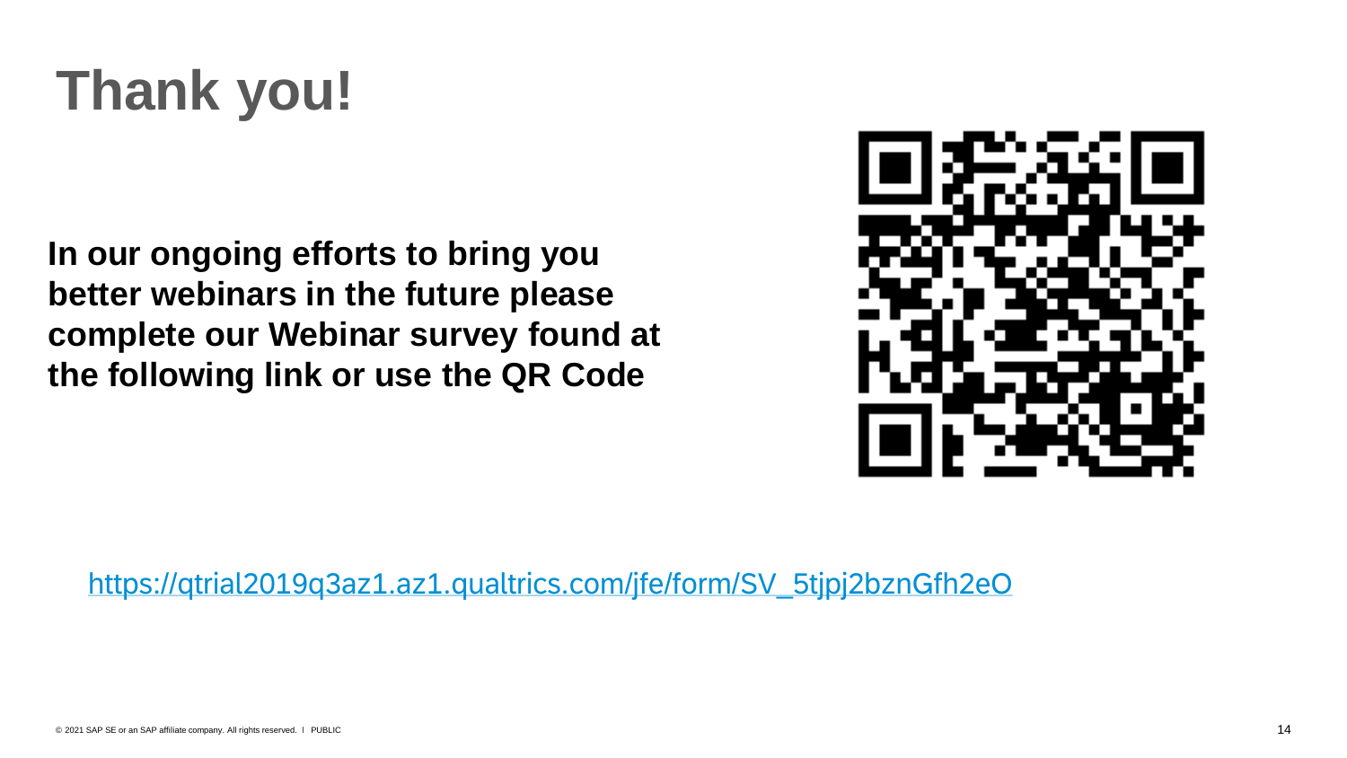# Thank you!

**In our ongoing efforts to bring you better webinars in the future please complete our Webinar survey found at the following link or use the QR Code**

https://qtrial2019q3az1.az1.qualtrics.com/jfe/form/SV_5tjpj2bznGfh2eO